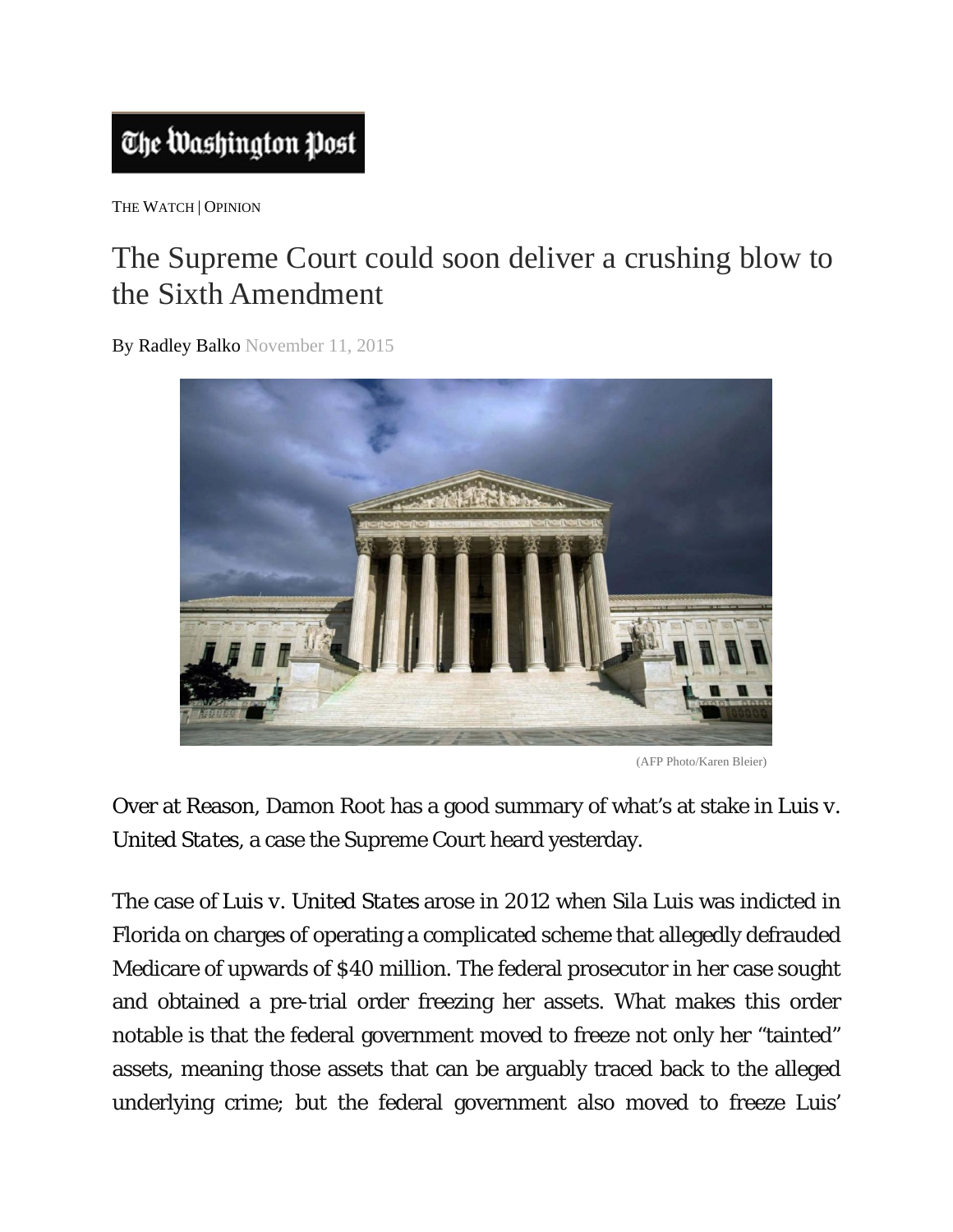The Washington Post

THE WATCH | OPINION

# The Supreme Court could soon deliver a crushing blow to the Sixth Amendment

By Radley Balko November 11, 2015

(AFP Photo/Karen Bleier)

Over at Reason, Damon Root has a good summary of what's at stake in *Luis v. United States*, a case the Supreme Court heard yesterday.

The case of *Luis v. United States* arose in 2012 when Sila Luis was indicted in Florida on charges of operating a complicated scheme that allegedly defrauded Medicare of upwards of $40 million. The federal prosecutor in her case sought and obtained a pre-trial order freezing her assets. What makes this order notable is that the federal government moved to freeze not only her "tainted" assets, meaning those assets that can be arguably traced back to the alleged underlying crime; but the federal government also moved to freeze Luis'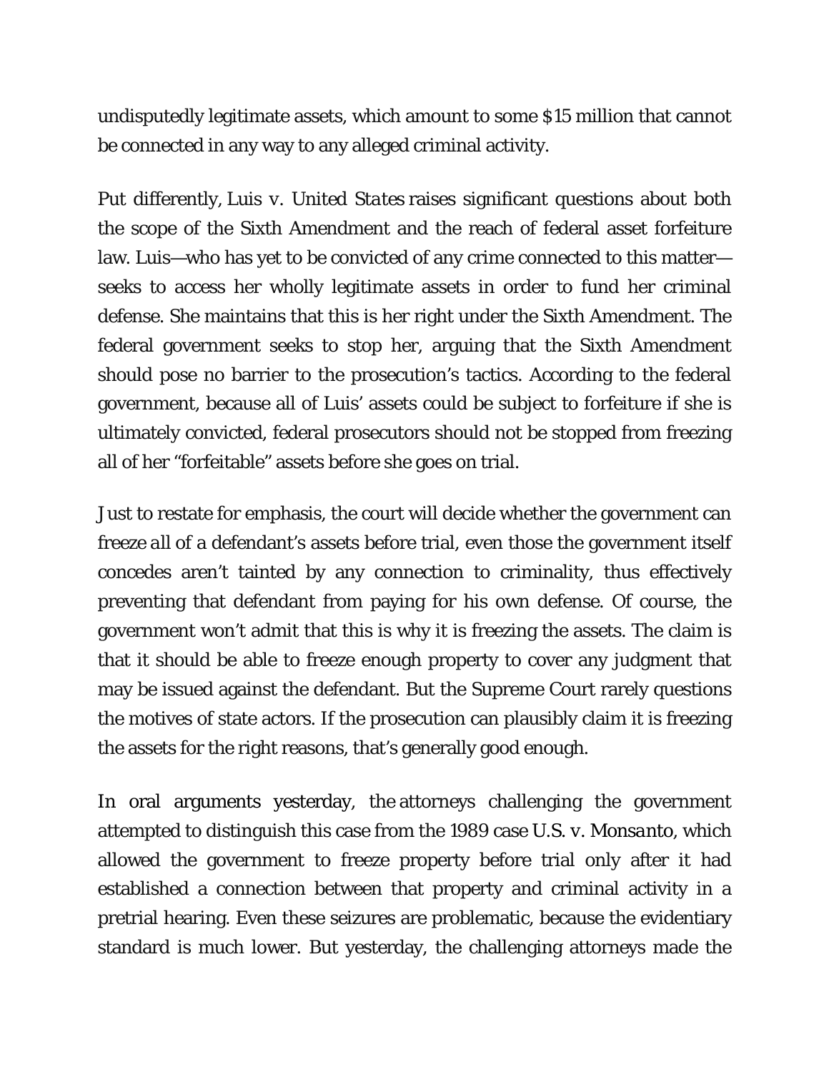undisputedly legitimate assets, which amount to some $15 million that cannot be connected in any way to any alleged criminal activity.

Put differently, *Luis v. United States* raises significant questions about both the scope of the Sixth Amendment and the reach of federal asset forfeiture law. Luis—who has yet to be convicted of any crime connected to this matter—seeks to access her wholly legitimate assets in order to fund her criminal defense. She maintains that this is her right under the Sixth Amendment. The federal government seeks to stop her, arguing that the Sixth Amendment should pose no barrier to the prosecution's tactics. According to the federal government, because all of Luis' assets could be subject to forfeiture if she is ultimately convicted, federal prosecutors should not be stopped from freezing all of her "forfeitable" assets before she goes on trial.

Just to restate for emphasis, the court will decide whether the government can freeze *all* of a defendant's assets before trial, even those the government itself concedes aren't tainted by any connection to criminality, thus effectively preventing that defendant from paying for his own defense. Of course, the government won't admit that this is why it is freezing the assets. The claim is that it should be able to freeze enough property to cover any judgment that may be issued against the defendant. But the Supreme Court rarely questions the motives of state actors. If the prosecution can plausibly claim it is freezing the assets for the right reasons, that's generally good enough.

In oral arguments yesterday, the attorneys challenging the government attempted to distinguish this case from the 1989 case *U.S. v. Monsanto*, which allowed the government to freeze property before trial only after it had established a connection between that property and criminal activity in a pretrial hearing. Even these seizures are problematic, because the evidentiary standard is much lower. But yesterday, the challenging attorneys made the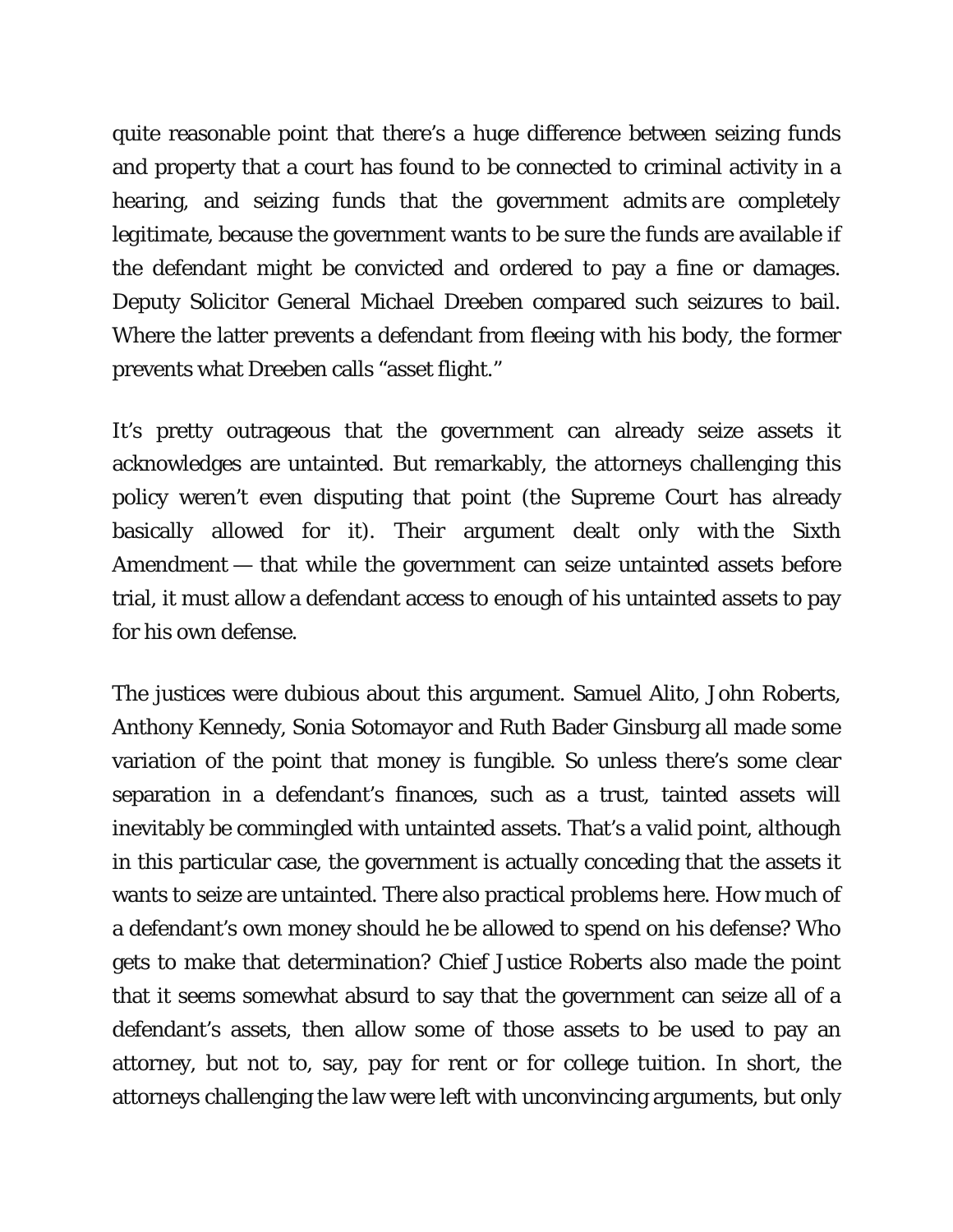quite reasonable point that there's a huge difference between seizing funds and property that a court has found to be connected to criminal activity in a hearing, and seizing funds that the government admits *are completely legitimate*, because the government wants to be sure the funds are available if the defendant might be convicted and ordered to pay a fine or damages. Deputy Solicitor General Michael Dreeben compared such seizures to bail. Where the latter prevents a defendant from fleeing with his body, the former prevents what Dreeben calls "asset flight."

It's pretty outrageous that the government can already seize assets it acknowledges are untainted. But remarkably, the attorneys challenging this policy weren't even disputing that point (the Supreme Court has already basically allowed for it). Their argument dealt only with the Sixth Amendment — that while the government can seize untainted assets before trial, it must allow a defendant access to enough of his untainted assets to pay for his own defense.

The justices were dubious about this argument. Samuel Alito, John Roberts, Anthony Kennedy, Sonia Sotomayor and Ruth Bader Ginsburg all made some variation of the point that money is fungible. So unless there's some clear separation in a defendant's finances, such as a trust, tainted assets will inevitably be commingled with untainted assets. That's a valid point, although in this particular case, the government is actually conceding that the assets it wants to seize are untainted. There also practical problems here. How much of a defendant's own money should he be allowed to spend on his defense? Who gets to make that determination? Chief Justice Roberts also made the point that it seems somewhat absurd to say that the government can seize all of a defendant's assets, then allow some of those assets to be used to pay an attorney, but not to, say, pay for rent or for college tuition. In short, the attorneys challenging the law were left with unconvincing arguments, but only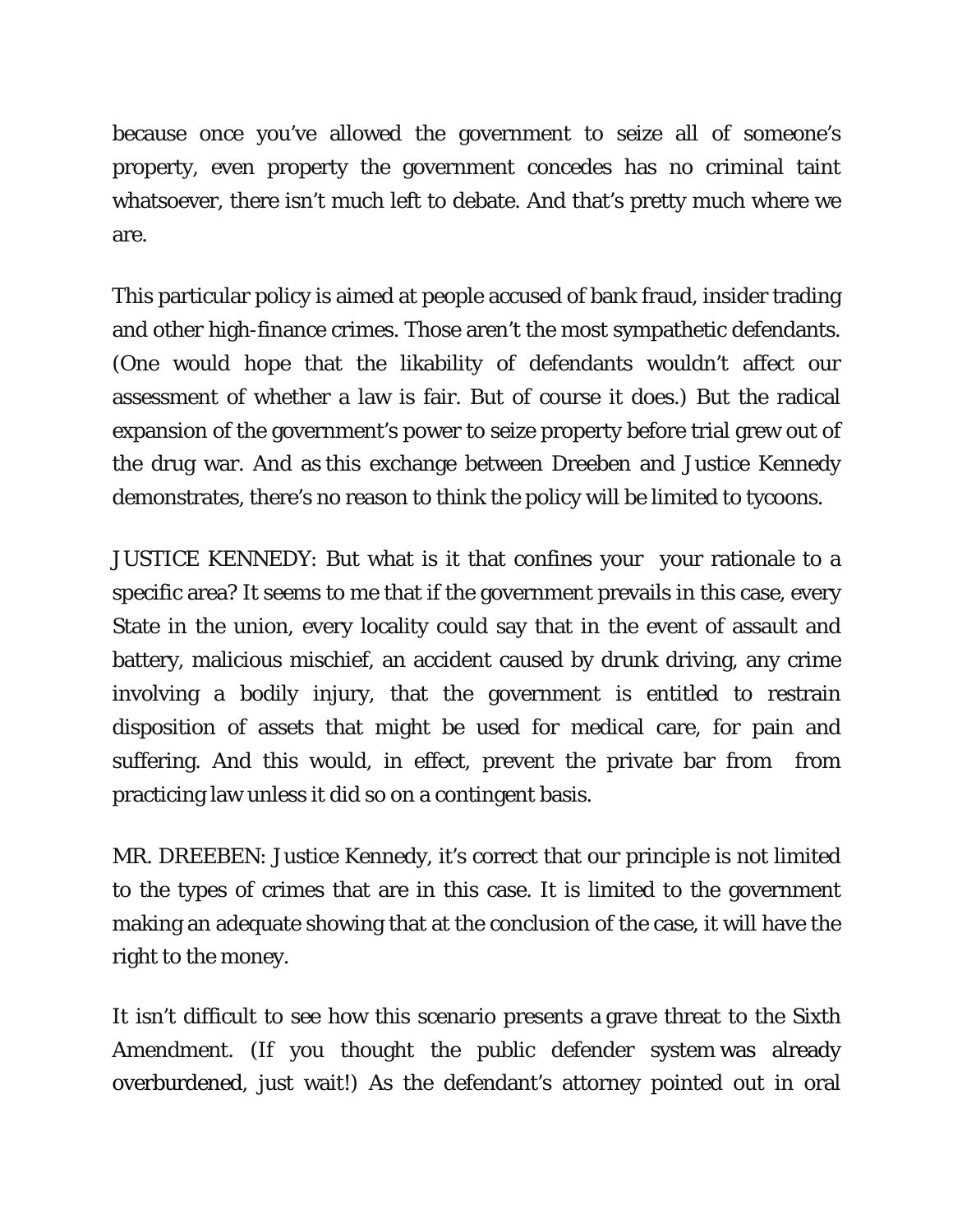because once you've allowed the government to seize all of someone's property, even property the government concedes has no criminal taint whatsoever, there isn't much left to debate. And that's pretty much where we are.

This particular policy is aimed at people accused of bank fraud, insider trading and other high-finance crimes. Those aren't the most sympathetic defendants. (One would hope that the likability of defendants wouldn't affect our assessment of whether a law is fair. But of course it does.) But the radical expansion of the government's power to seize property before trial grew out of the drug war. And as this exchange between Dreeben and Justice Kennedy demonstrates, there's no reason to think the policy will be limited to tycoons.

JUSTICE KENNEDY: But what is it that confines your  your rationale to a specific area? It seems to me that if the government prevails in this case, every State in the union, every locality could say that in the event of assault and battery, malicious mischief, an accident caused by drunk driving, any crime involving a bodily injury, that the government is entitled to restrain disposition of assets that might be used for medical care, for pain and suffering. And this would, in effect, prevent the private bar from  from practicing law unless it did so on a contingent basis.

MR. DREEBEN: Justice Kennedy, it's correct that our principle is not limited to the types of crimes that are in this case. It is limited to the government making an adequate showing that at the conclusion of the case, it will have the right to the money.

It isn't difficult to see how this scenario presents a grave threat to the Sixth Amendment. (If you thought the public defender system was already overburdened, just wait!) As the defendant's attorney pointed out in oral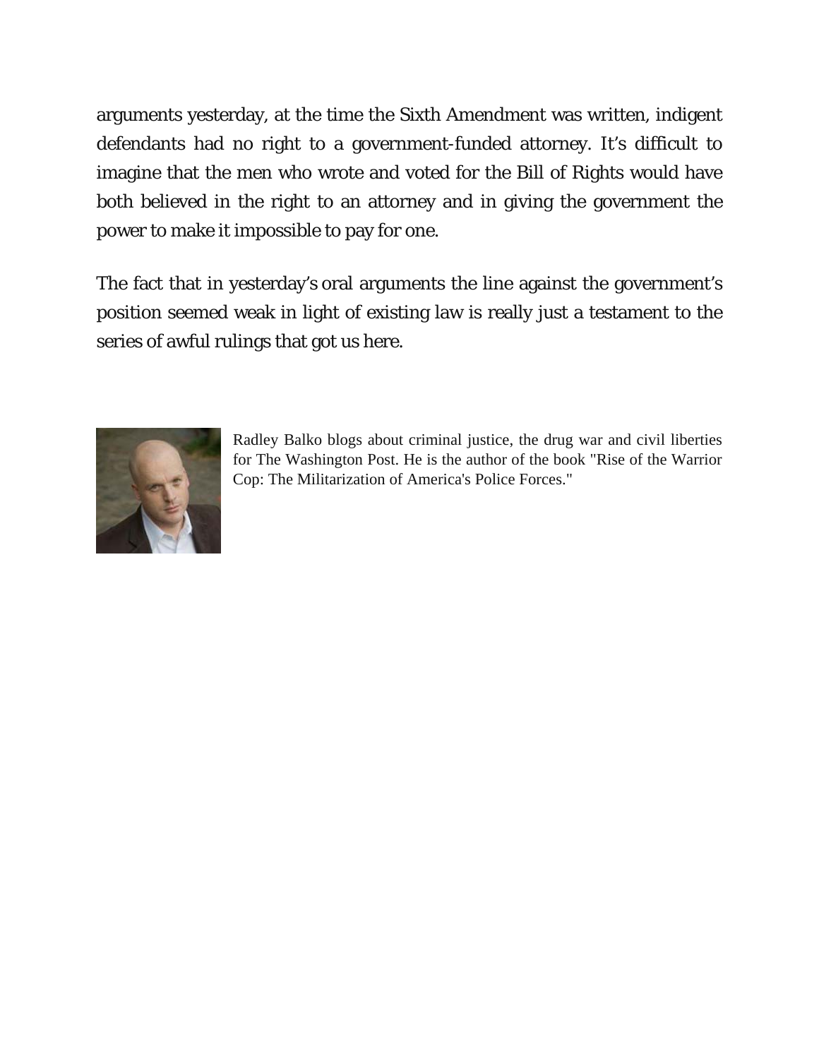arguments yesterday, at the time the Sixth Amendment was written, indigent defendants had no right to a government-funded attorney. It's difficult to imagine that the men who wrote and voted for the Bill of Rights would have both believed in the right to an attorney and in giving the government the power to make it impossible to pay for one.

The fact that in yesterday's oral arguments the line against the government's position seemed weak in light of existing law is really just a testament to the series of awful rulings that got us here.

Radley Balko blogs about criminal justice, the drug war and civil liberties for The Washington Post. He is the author of the book "Rise of the Warrior Cop: The Militarization of America's Police Forces."